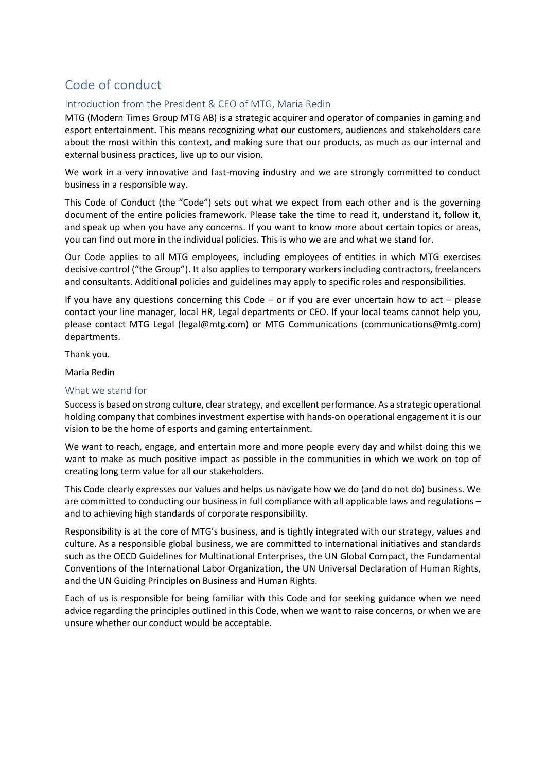# Code of conduct

## Introduction from the President & CEO of MTG, Maria Redin

MTG (Modern Times Group MTG AB) is a strategic acquirer and operator of companies in gaming and esport entertainment. This means recognizing what our customers, audiences and stakeholders care about the most within this context, and making sure that our products, as much as our internal and external business practices, live up to our vision.

We work in a very innovative and fast-moving industry and we are strongly committed to conduct business in a responsible way.

This Code of Conduct (the "Code") sets out what we expect from each other and is the governing document of the entire policies framework. Please take the time to read it, understand it, follow it, and speak up when you have any concerns. If you want to know more about certain topics or areas, you can find out more in the individual policies. This is who we are and what we stand for.

Our Code applies to all MTG employees, including employees of entities in which MTG exercises decisive control ("the Group"). It also applies to temporary workers including contractors, freelancers and consultants. Additional policies and guidelines may apply to specific roles and responsibilities.

If you have any questions concerning this Code – or if you are ever uncertain how to act – please contact your line manager, local HR, Legal departments or CEO. If your local teams cannot help you, please contact MTG Legal (legal@mtg.com) or MTG Communications (communications@mtg.com) departments.

Thank you.

Maria Redin

## What we stand for

Success is based on strong culture, clear strategy, and excellent performance. As a strategic operational holding company that combines investment expertise with hands-on operational engagement it is our vision to be the home of esports and gaming entertainment.

We want to reach, engage, and entertain more and more people every day and whilst doing this we want to make as much positive impact as possible in the communities in which we work on top of creating long term value for all our stakeholders.

This Code clearly expresses our values and helps us navigate how we do (and do not do) business. We are committed to conducting our business in full compliance with all applicable laws and regulations – and to achieving high standards of corporate responsibility.

Responsibility is at the core of MTG's business, and is tightly integrated with our strategy, values and culture. As a responsible global business, we are committed to international initiatives and standards such as the OECD Guidelines for Multinational Enterprises, the UN Global Compact, the Fundamental Conventions of the International Labor Organization, the UN Universal Declaration of Human Rights, and the UN Guiding Principles on Business and Human Rights.

Each of us is responsible for being familiar with this Code and for seeking guidance when we need advice regarding the principles outlined in this Code, when we want to raise concerns, or when we are unsure whether our conduct would be acceptable.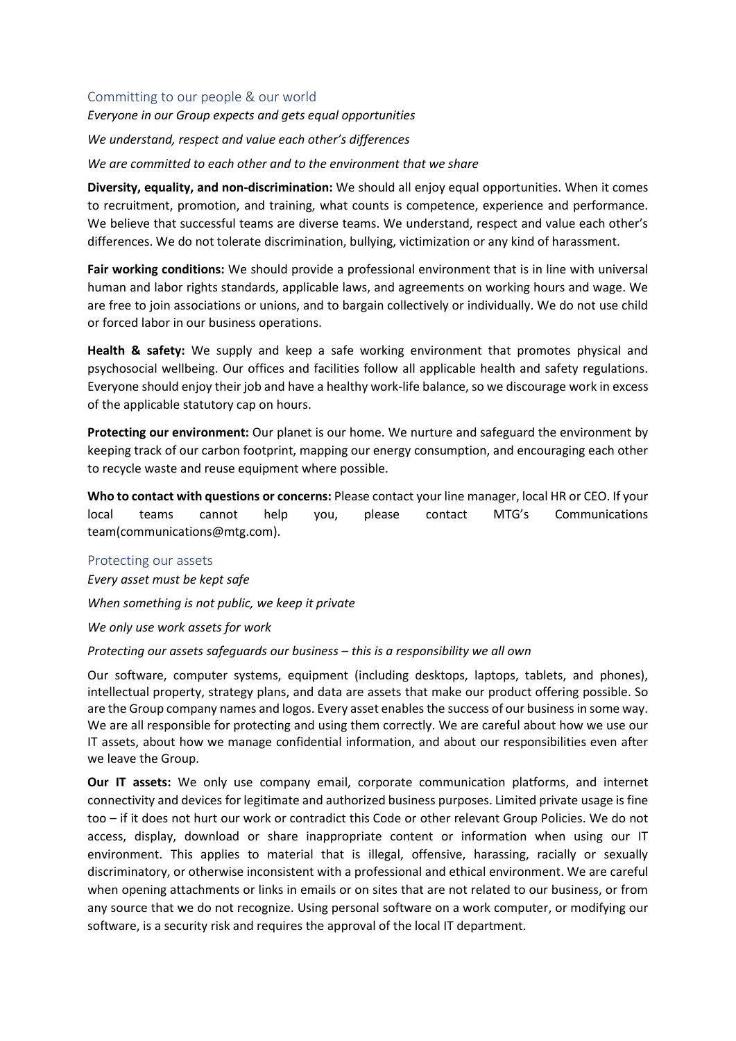## Committing to our people & our world

*Everyone in our Group expects and gets equal opportunities*

*We understand, respect and value each other's differences*

*We are committed to each other and to the environment that we share*

**Diversity, equality, and non-discrimination:** We should all enjoy equal opportunities. When it comes to recruitment, promotion, and training, what counts is competence, experience and performance. We believe that successful teams are diverse teams. We understand, respect and value each other's differences. We do not tolerate discrimination, bullying, victimization or any kind of harassment.

**Fair working conditions:** We should provide a professional environment that is in line with universal human and labor rights standards, applicable laws, and agreements on working hours and wage. We are free to join associations or unions, and to bargain collectively or individually. We do not use child or forced labor in our business operations.

**Health & safety:** We supply and keep a safe working environment that promotes physical and psychosocial wellbeing. Our offices and facilities follow all applicable health and safety regulations. Everyone should enjoy their job and have a healthy work-life balance, so we discourage work in excess of the applicable statutory cap on hours.

**Protecting our environment:** Our planet is our home. We nurture and safeguard the environment by keeping track of our carbon footprint, mapping our energy consumption, and encouraging each other to recycle waste and reuse equipment where possible.

**Who to contact with questions or concerns:** Please contact your line manager, local HR or CEO. If your local teams cannot help you, please contact MTG's Communications team(communications@mtg.com).

## Protecting our assets

*Every asset must be kept safe*

*When something is not public, we keep it private*

*We only use work assets for work*

*Protecting our assets safeguards our business – this is a responsibility we all own*

Our software, computer systems, equipment (including desktops, laptops, tablets, and phones), intellectual property, strategy plans, and data are assets that make our product offering possible. So are the Group company names and logos. Every asset enables the success of our business in some way. We are all responsible for protecting and using them correctly. We are careful about how we use our IT assets, about how we manage confidential information, and about our responsibilities even after we leave the Group.

**Our IT assets:** We only use company email, corporate communication platforms, and internet connectivity and devices for legitimate and authorized business purposes. Limited private usage is fine too – if it does not hurt our work or contradict this Code or other relevant Group Policies. We do not access, display, download or share inappropriate content or information when using our IT environment. This applies to material that is illegal, offensive, harassing, racially or sexually discriminatory, or otherwise inconsistent with a professional and ethical environment. We are careful when opening attachments or links in emails or on sites that are not related to our business, or from any source that we do not recognize. Using personal software on a work computer, or modifying our software, is a security risk and requires the approval of the local IT department.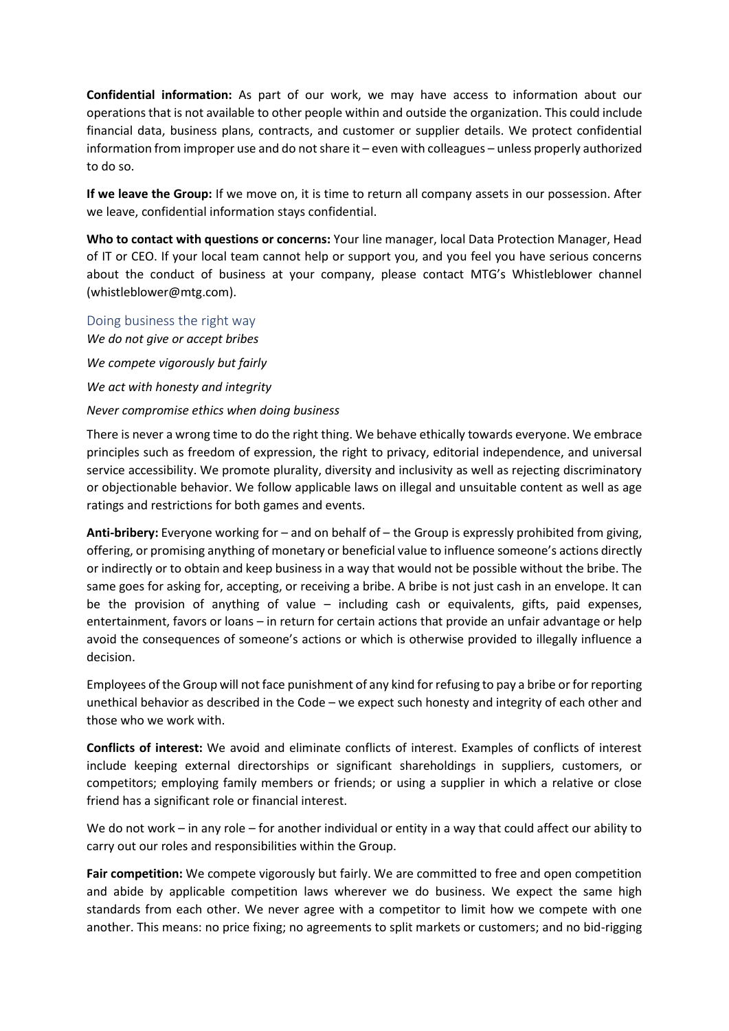**Confidential information:** As part of our work, we may have access to information about our operations that is not available to other people within and outside the organization. This could include financial data, business plans, contracts, and customer or supplier details. We protect confidential information from improper use and do not share it – even with colleagues – unless properly authorized to do so.

**If we leave the Group:** If we move on, it is time to return all company assets in our possession. After we leave, confidential information stays confidential.

**Who to contact with questions or concerns:** Your line manager, local Data Protection Manager, Head of IT or CEO. If your local team cannot help or support you, and you feel you have serious concerns about the conduct of business at your company, please contact MTG's Whistleblower channel (whistleblower@mtg.com).

## Doing business the right way

*We do not give or accept bribes*

*We compete vigorously but fairly*

*We act with honesty and integrity*

*Never compromise ethics when doing business*

There is never a wrong time to do the right thing. We behave ethically towards everyone. We embrace principles such as freedom of expression, the right to privacy, editorial independence, and universal service accessibility. We promote plurality, diversity and inclusivity as well as rejecting discriminatory or objectionable behavior. We follow applicable laws on illegal and unsuitable content as well as age ratings and restrictions for both games and events.

**Anti-bribery:** Everyone working for – and on behalf of – the Group is expressly prohibited from giving, offering, or promising anything of monetary or beneficial value to influence someone's actions directly or indirectly or to obtain and keep business in a way that would not be possible without the bribe. The same goes for asking for, accepting, or receiving a bribe. A bribe is not just cash in an envelope. It can be the provision of anything of value – including cash or equivalents, gifts, paid expenses, entertainment, favors or loans – in return for certain actions that provide an unfair advantage or help avoid the consequences of someone's actions or which is otherwise provided to illegally influence a decision.

Employees of the Group will not face punishment of any kind for refusing to pay a bribe or for reporting unethical behavior as described in the Code – we expect such honesty and integrity of each other and those who we work with.

**Conflicts of interest:** We avoid and eliminate conflicts of interest. Examples of conflicts of interest include keeping external directorships or significant shareholdings in suppliers, customers, or competitors; employing family members or friends; or using a supplier in which a relative or close friend has a significant role or financial interest.

We do not work – in any role – for another individual or entity in a way that could affect our ability to carry out our roles and responsibilities within the Group.

**Fair competition:** We compete vigorously but fairly. We are committed to free and open competition and abide by applicable competition laws wherever we do business. We expect the same high standards from each other. We never agree with a competitor to limit how we compete with one another. This means: no price fixing; no agreements to split markets or customers; and no bid-rigging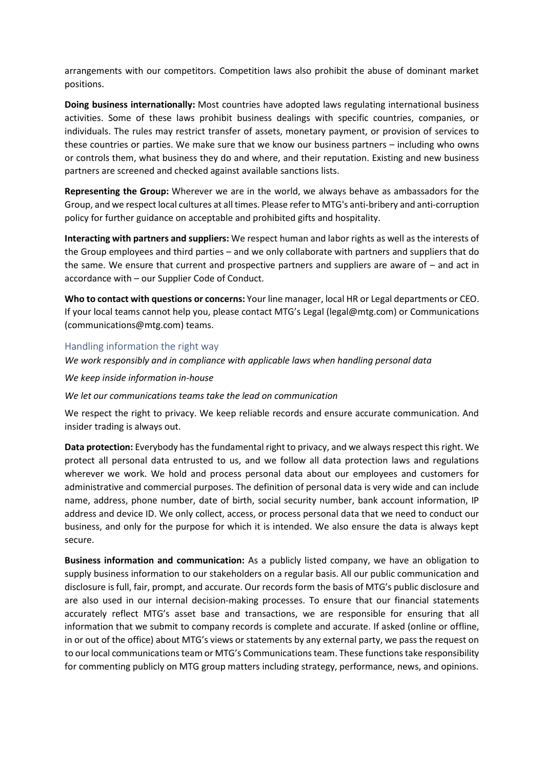arrangements with our competitors. Competition laws also prohibit the abuse of dominant market positions.

**Doing business internationally:** Most countries have adopted laws regulating international business activities. Some of these laws prohibit business dealings with specific countries, companies, or individuals. The rules may restrict transfer of assets, monetary payment, or provision of services to these countries or parties. We make sure that we know our business partners – including who owns or controls them, what business they do and where, and their reputation. Existing and new business partners are screened and checked against available sanctions lists.

**Representing the Group:** Wherever we are in the world, we always behave as ambassadors for the Group, and we respect local cultures at all times. Please refer to MTG's anti-bribery and anti-corruption policy for further guidance on acceptable and prohibited gifts and hospitality.

**Interacting with partners and suppliers:** We respect human and labor rights as well as the interests of the Group employees and third parties – and we only collaborate with partners and suppliers that do the same. We ensure that current and prospective partners and suppliers are aware of – and act in accordance with – our Supplier Code of Conduct.

**Who to contact with questions or concerns:** Your line manager, local HR or Legal departments or CEO. If your local teams cannot help you, please contact MTG's Legal (legal@mtg.com) or Communications (communications@mtg.com) teams.

## Handling information the right way

*We work responsibly and in compliance with applicable laws when handling personal data*

*We keep inside information in-house*

*We let our communications teams take the lead on communication*

We respect the right to privacy. We keep reliable records and ensure accurate communication. And insider trading is always out.

**Data protection:** Everybody has the fundamental right to privacy, and we always respect this right. We protect all personal data entrusted to us, and we follow all data protection laws and regulations wherever we work. We hold and process personal data about our employees and customers for administrative and commercial purposes. The definition of personal data is very wide and can include name, address, phone number, date of birth, social security number, bank account information, IP address and device ID. We only collect, access, or process personal data that we need to conduct our business, and only for the purpose for which it is intended. We also ensure the data is always kept secure.

**Business information and communication:** As a publicly listed company, we have an obligation to supply business information to our stakeholders on a regular basis. All our public communication and disclosure is full, fair, prompt, and accurate. Our records form the basis of MTG's public disclosure and are also used in our internal decision-making processes. To ensure that our financial statements accurately reflect MTG's asset base and transactions, we are responsible for ensuring that all information that we submit to company records is complete and accurate. If asked (online or offline, in or out of the office) about MTG's views or statements by any external party, we pass the request on to our local communications team or MTG's Communications team. These functions take responsibility for commenting publicly on MTG group matters including strategy, performance, news, and opinions.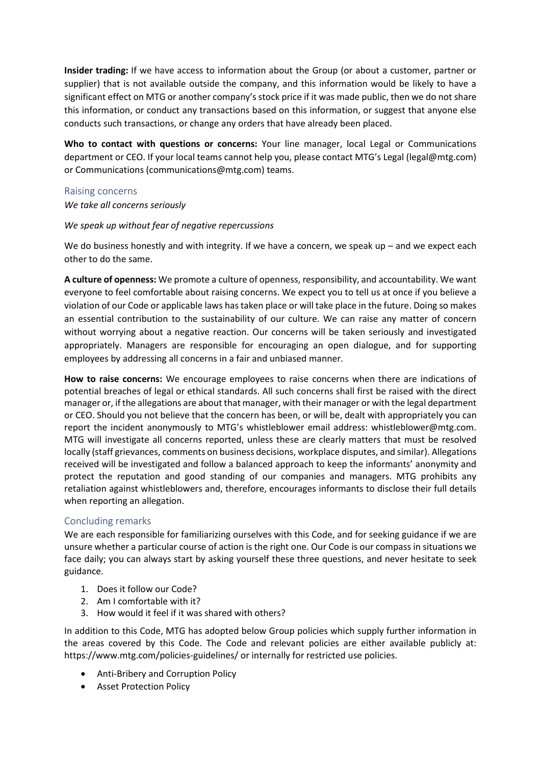**Insider trading:** If we have access to information about the Group (or about a customer, partner or supplier) that is not available outside the company, and this information would be likely to have a significant effect on MTG or another company's stock price if it was made public, then we do not share this information, or conduct any transactions based on this information, or suggest that anyone else conducts such transactions, or change any orders that have already been placed.

**Who to contact with questions or concerns:** Your line manager, local Legal or Communications department or CEO. If your local teams cannot help you, please contact MTG's Legal (legal@mtg.com) or Communications (communications@mtg.com) teams.

## Raising concerns

*We take all concerns seriously*

*We speak up without fear of negative repercussions*

We do business honestly and with integrity. If we have a concern, we speak up – and we expect each other to do the same.

**A culture of openness:** We promote a culture of openness, responsibility, and accountability. We want everyone to feel comfortable about raising concerns. We expect you to tell us at once if you believe a violation of our Code or applicable laws has taken place or will take place in the future. Doing so makes an essential contribution to the sustainability of our culture. We can raise any matter of concern without worrying about a negative reaction. Our concerns will be taken seriously and investigated appropriately. Managers are responsible for encouraging an open dialogue, and for supporting employees by addressing all concerns in a fair and unbiased manner.

**How to raise concerns:** We encourage employees to raise concerns when there are indications of potential breaches of legal or ethical standards. All such concerns shall first be raised with the direct manager or, if the allegations are about that manager, with their manager or with the legal department or CEO. Should you not believe that the concern has been, or will be, dealt with appropriately you can report the incident anonymously to MTG's whistleblower email address: whistleblower@mtg.com. MTG will investigate all concerns reported, unless these are clearly matters that must be resolved locally (staff grievances, comments on business decisions, workplace disputes, and similar). Allegations received will be investigated and follow a balanced approach to keep the informants' anonymity and protect the reputation and good standing of our companies and managers. MTG prohibits any retaliation against whistleblowers and, therefore, encourages informants to disclose their full details when reporting an allegation.

## Concluding remarks

We are each responsible for familiarizing ourselves with this Code, and for seeking guidance if we are unsure whether a particular course of action is the right one. Our Code is our compass in situations we face daily; you can always start by asking yourself these three questions, and never hesitate to seek guidance.

1. Does it follow our Code?
2. Am I comfortable with it?
3. How would it feel if it was shared with others?

In addition to this Code, MTG has adopted below Group policies which supply further information in the areas covered by this Code. The Code and relevant policies are either available publicly at: https://www.mtg.com/policies-guidelines/ or internally for restricted use policies.

- Anti-Bribery and Corruption Policy
- Asset Protection Policy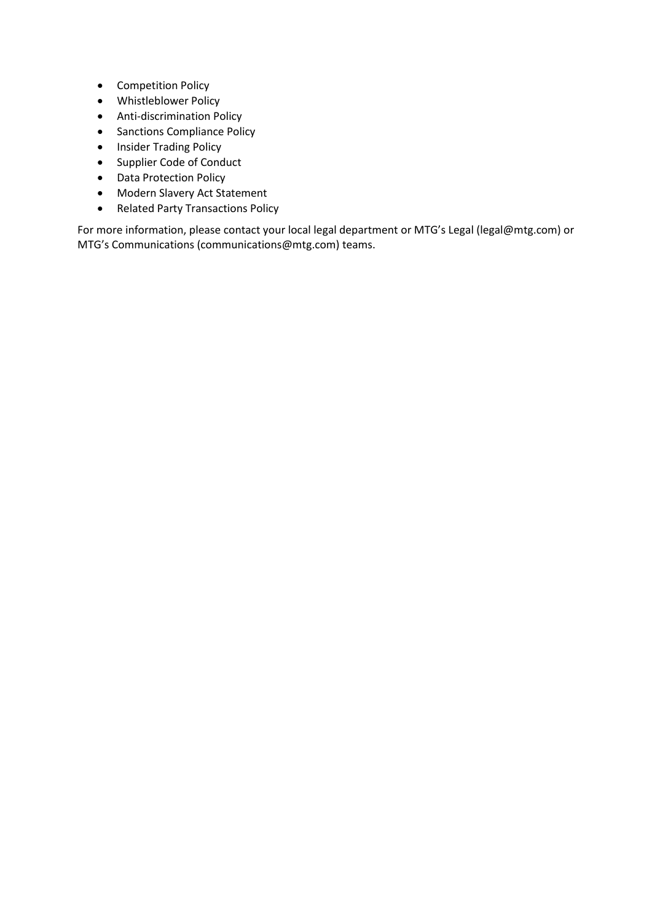- Competition Policy
- Whistleblower Policy
- Anti-discrimination Policy
- Sanctions Compliance Policy
- Insider Trading Policy
- Supplier Code of Conduct
- Data Protection Policy
- Modern Slavery Act Statement
- Related Party Transactions Policy

For more information, please contact your local legal department or MTG's Legal (legal@mtg.com) or MTG's Communications (communications@mtg.com) teams.